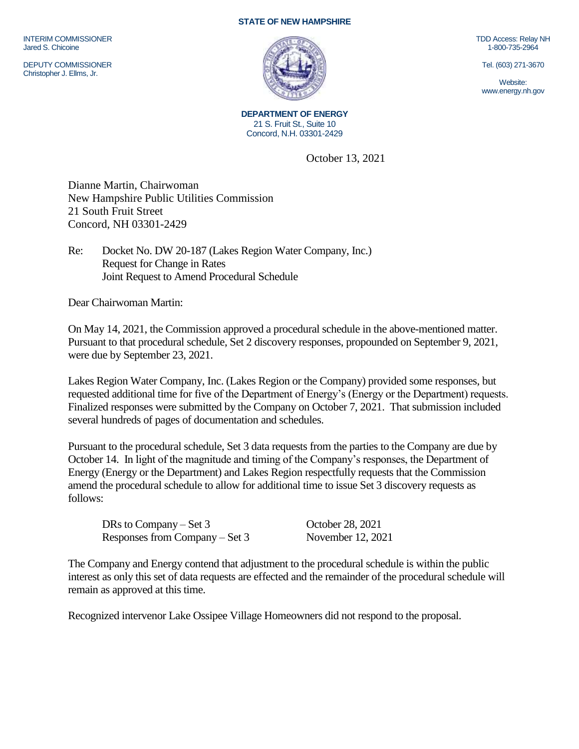**STATE OF NEW HAMPSHIRE**

INTERIM COMMISSIONER
Jared S. Chicoine

DEPUTY COMMISSIONER
Christopher J. Ellms, Jr.

TDD Access: Relay NH
1-800-735-2964

Tel. (603) 271-3670

Website:
www.energy.nh.gov

**DEPARTMENT OF ENERGY**
21 S. Fruit St., Suite 10
Concord, N.H. 03301-2429

October 13, 2021

Dianne Martin, Chairwoman
New Hampshire Public Utilities Commission
21 South Fruit Street
Concord, NH 03301-2429

Re: Docket No. DW 20-187 (Lakes Region Water Company, Inc.)
Request for Change in Rates
Joint Request to Amend Procedural Schedule

Dear Chairwoman Martin:

On May 14, 2021, the Commission approved a procedural schedule in the above-mentioned matter. Pursuant to that procedural schedule, Set 2 discovery responses, propounded on September 9, 2021, were due by September 23, 2021.

Lakes Region Water Company, Inc. (Lakes Region or the Company) provided some responses, but requested additional time for five of the Department of Energy's (Energy or the Department) requests. Finalized responses were submitted by the Company on October 7, 2021. That submission included several hundreds of pages of documentation and schedules.

Pursuant to the procedural schedule, Set 3 data requests from the parties to the Company are due by October 14. In light of the magnitude and timing of the Company's responses, the Department of Energy (Energy or the Department) and Lakes Region respectfully requests that the Commission amend the procedural schedule to allow for additional time to issue Set 3 discovery requests as follows:

| | |
|---|---|
| DRs to Company – Set 3 | October 28, 2021 |
| Responses from Company – Set 3 | November 12, 2021 |

The Company and Energy contend that adjustment to the procedural schedule is within the public interest as only this set of data requests are effected and the remainder of the procedural schedule will remain as approved at this time.

Recognized intervenor Lake Ossipee Village Homeowners did not respond to the proposal.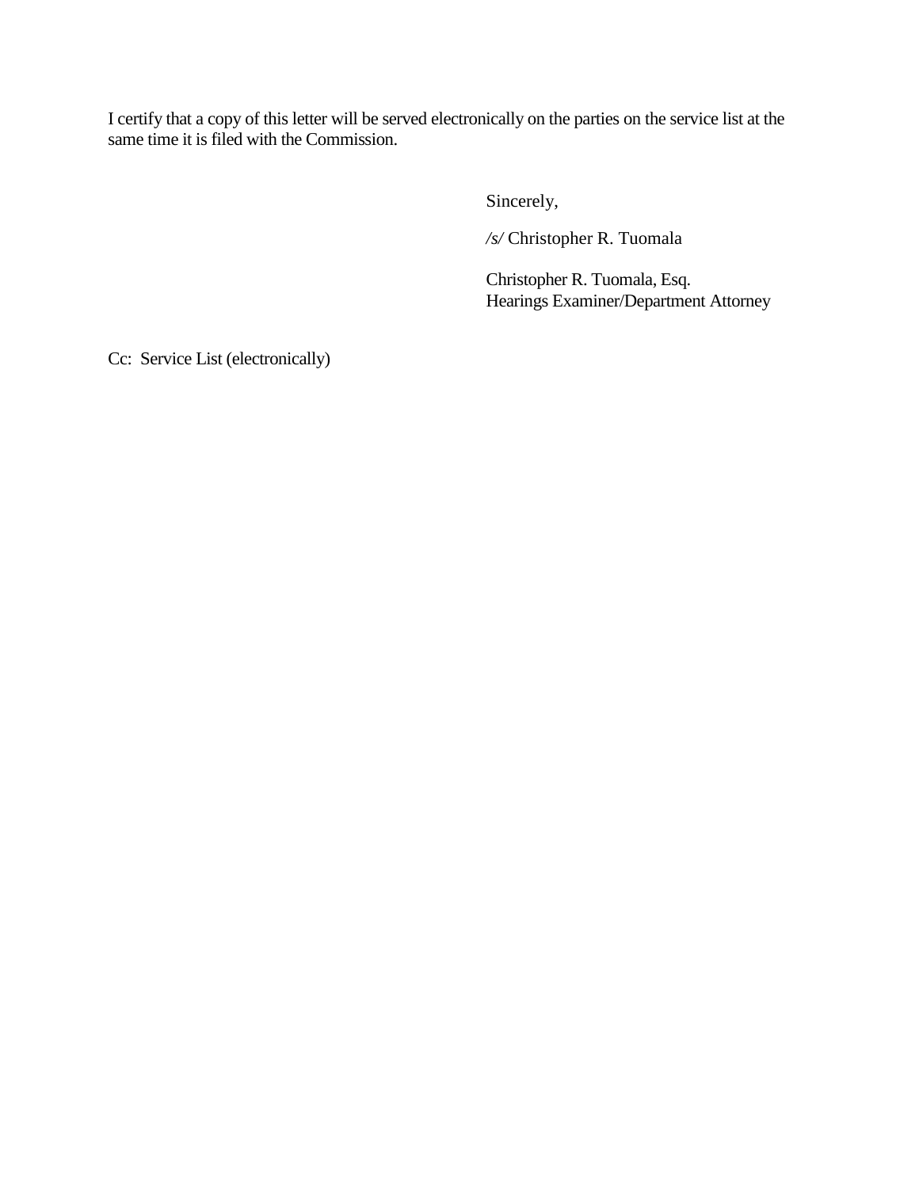I certify that a copy of this letter will be served electronically on the parties on the service list at the same time it is filed with the Commission.

Sincerely,

*/s/* Christopher R. Tuomala

Christopher R. Tuomala, Esq.
Hearings Examiner/Department Attorney

Cc: Service List (electronically)